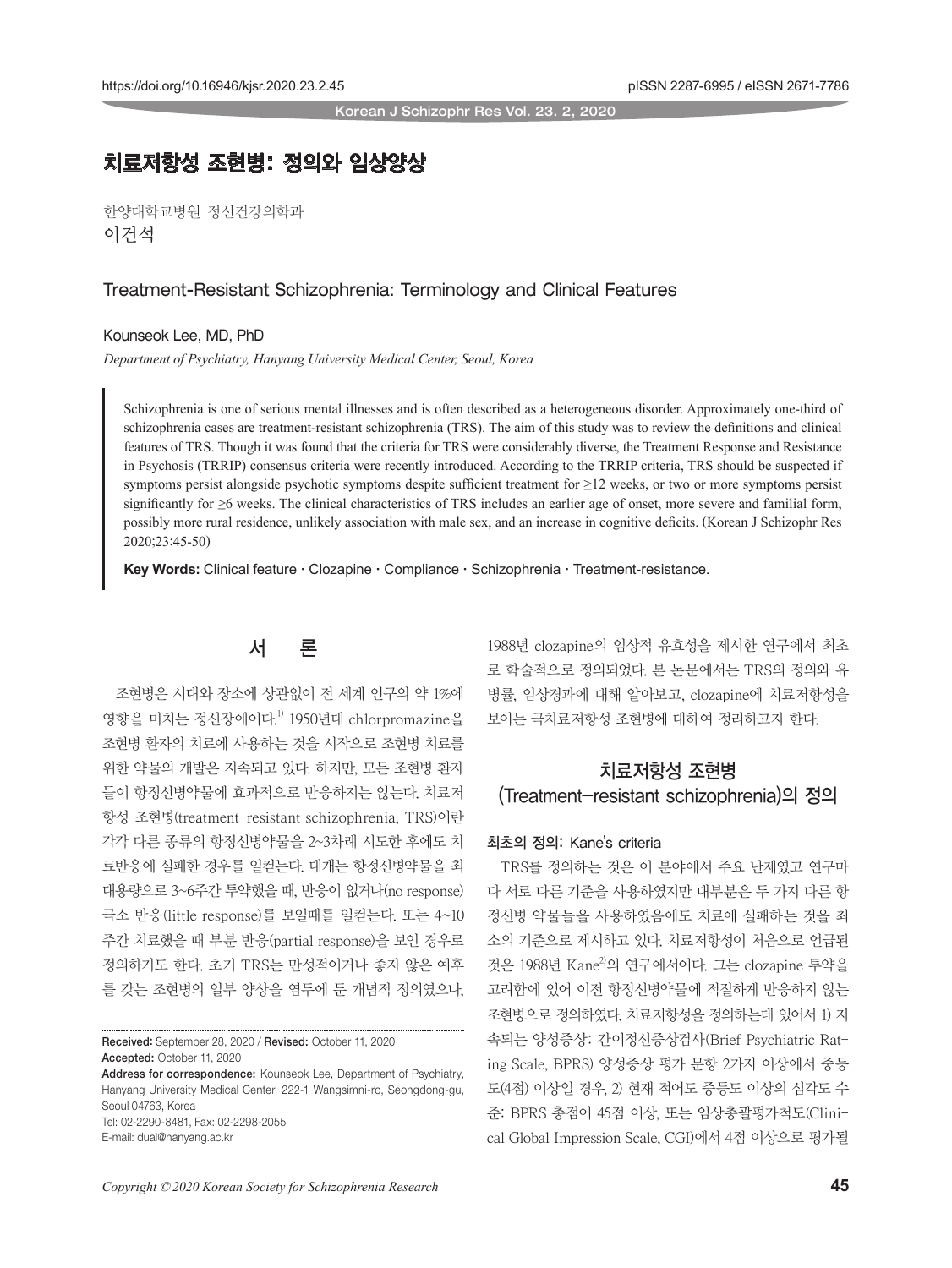# 치료저항성 조현병: 정의와 임상양상

한양대학교병원 정신건강의학과

이건석

## Treatment-Resistant Schizophrenia: Terminology and Clinical Features

Kounseok Lee, MD, PhD

*Department of Psychiatry, Hanyang University Medical Center, Seoul, Korea*

Schizophrenia is one of serious mental illnesses and is often described as a heterogeneous disorder. Approximately one-third of schizophrenia cases are treatment-resistant schizophrenia (TRS). The aim of this study was to review the definitions and clinical features of TRS. Though it was found that the criteria for TRS were considerably diverse, the Treatment Response and Resistance in Psychosis (TRRIP) consensus criteria were recently introduced. According to the TRRIP criteria, TRS should be suspected if symptoms persist alongside psychotic symptoms despite sufficient treatment for ≥12 weeks, or two or more symptoms persist significantly for ≥6 weeks. The clinical characteristics of TRS includes an earlier age of onset, more severe and familial form, possibly more rural residence, unlikely association with male sex, and an increase in cognitive deficits. (Korean J Schizophr Res 2020;23:45-50)

**Key Words:** Clinical feature · Clozapine · Compliance · Schizophrenia · Treatment-resistance.

## 서 론

조현병은 시대와 장소에 상관없이 전 세계 인구의 약 1%에 영향을 미치는 정신장애이다.[1] 1950년대 chlorpromazine을 조현병 환자의 치료에 사용하는 것을 시작으로 조현병 치료를 위한 약물의 개발은 지속되고 있다. 하지만, 모든 조현병 환자들이 항정신병약물에 효과적으로 반응하지는 않는다. 치료저항성 조현병(treatment-resistant schizophrenia, TRS)이란 각각 다른 종류의 항정신병약물을 2~3차례 시도한 후에도 치료반응에 실패한 경우를 일컫는다. 대개는 항정신병약물을 최대용량으로 3~6주간 투약했을 때, 반응이 없거나(no response) 극소 반응(little response)를 보일때를 일컫는다. 또는 4~10주간 치료했을 때 부분 반응(partial response)을 보인 경우로 정의하기도 한다. 초기 TRS는 만성적이거나 좋지 않은 예후를 갖는 조현병의 일부 양상을 염두에 둔 개념적 정의였으나, 1988년 clozapine의 임상적 유효성을 제시한 연구에서 최초로 학술적으로 정의되었다. 본 논문에서는 TRS의 정의와 유병률, 임상경과에 대해 알아보고, clozapine에 치료저항성을 보이는 극치료저항성 조현병에 대하여 정리하고자 한다.

## 치료저항성 조현병 (Treatment-resistant schizophrenia)의 정의

### 최초의 정의: Kane's criteria

TRS를 정의하는 것은 이 분야에서 주요 난제였고 연구마다 서로 다른 기준을 사용하였지만 대부분은 두 가지 다른 항정신병 약물들을 사용하였음에도 치료에 실패하는 것을 최소의 기준으로 제시하고 있다. 치료저항성이 처음으로 언급된 것은 1988년 Kane[2]의 연구에서이다. 그는 clozapine 투약을 고려함에 있어 이전 항정신병약물에 적절하게 반응하지 않는 조현병으로 정의하였다. 치료저항성을 정의하는데 있어서 1) 지속되는 양성증상: 간이정신증상검사(Brief Psychiatric Rating Scale, BPRS) 양성증상 평가 문항 2가지 이상에서 중등도(4점) 이상일 경우, 2) 현재 적어도 중등도 이상의 심각도 수준: BPRS 총점이 45점 이상, 또는 임상총괄평가척도(Clinical Global Impression Scale, CGI)에서 4점 이상으로 평가될

Received: September 28, 2020 / Revised: October 11, 2020
Accepted: October 11, 2020
Address for correspondence: Kounseok Lee, Department of Psychiatry, Hanyang University Medical Center, 222-1 Wangsimni-ro, Seongdong-gu, Seoul 04763, Korea
Tel: 02-2290-8481, Fax: 02-2298-2055
E-mail: dual@hanyang.ac.kr

*Copyright © 2020 Korean Society for Schizophrenia Research*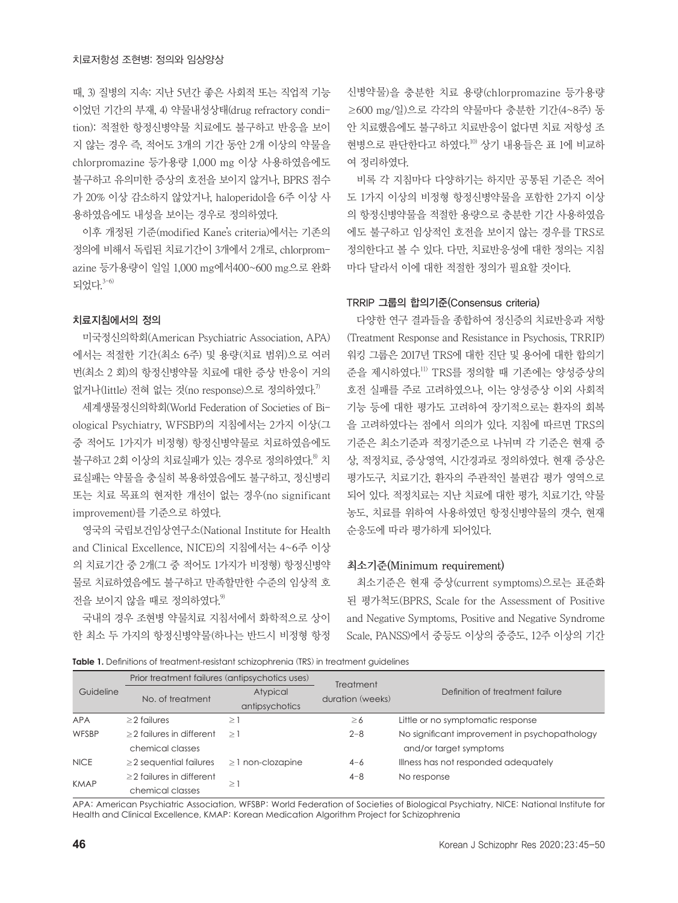때, 3) 질병의 지속: 지난 5년간 좋은 사회적 또는 직업적 기능이었던 기간의 부재, 4) 약물내성상태(drug refractory condition): 적절한 항정신병약물 치료에도 불구하고 반응을 보이지 않는 경우 즉, 적어도 3개의 기간 동안 2개 이상의 약물을 chlorpromazine 등가용량 1,000 mg 이상 사용하였음에도 불구하고 유의미한 증상의 호전을 보이지 않거나, BPRS 점수가 20% 이상 감소하지 않았거나, haloperidol을 6주 이상 사용하였음에도 내성을 보이는 경우로 정의하였다.

이후 개정된 기준(modified Kane's criteria)에서는 기존의 정의에 비해서 독립된 치료기간이 3개에서 2개로, chlorpromazine 등가용량이 일일 1,000 mg에서400~600 mg으로 완화되었다.[3-6)]

### 치료지침에서의 정의

미국정신의학회(American Psychiatric Association, APA)에서는 적절한 기간(최소 6주) 및 용량(치료 범위)으로 여러 번(최소 2 회)의 항정신병약물 치료에 대한 증상 반응이 거의 없거나(little) 전혀 없는 것(no response)으로 정의하였다.[7)]

세계생물정신의학회(World Federation of Societies of Biological Psychiatry, WFSBP)의 지침에서는 2가지 이상(그 중 적어도 1가지가 비정형) 항정신병약물로 치료하였음에도 불구하고 2회 이상의 치료실패가 있는 경우로 정의하였다.[8)] 치료실패는 약물을 충실히 복용하였음에도 불구하고, 정신병리 또는 치료 목표의 현저한 개선이 없는 경우(no significant improvement)를 기준으로 하였다.

영국의 국립보건임상연구소(National Institute for Health and Clinical Excellence, NICE)의 지침에서는 4~6주 이상의 치료기간 중 2개(그 중 적어도 1가지가 비정형) 항정신병약물로 치료하였음에도 불구하고 만족할만한 수준의 임상적 호전을 보이지 않을 때로 정의하였다.[9)]

국내의 경우 조현병 약물치료 지침서에서 화학적으로 상이한 최소 두 가지의 항정신병약물(하나는 반드시 비정형 항정신병약물)을 충분한 치료 용량(chlorpromazine 등가용량 ≥600 mg/일)으로 각각의 약물마다 충분한 기간(4~8주) 동안 치료했음에도 불구하고 치료반응이 없다면 치료 저항성 조현병으로 판단한다고 하였다.[10)] 상기 내용들은 표 1에 비교하여 정리하였다.

비록 각 지침마다 다양하기는 하지만 공통된 기준은 적어도 1가지 이상의 비정형 항정신병약물을 포함한 2가지 이상의 항정신병약물을 적절한 용량으로 충분한 기간 사용하였음에도 불구하고 임상적인 호전을 보이지 않는 경우를 TRS로 정의한다고 볼 수 있다. 다만, 치료반응성에 대한 정의는 지침마다 달라서 이에 대한 적절한 정의가 필요할 것이다.

### TRRIP 그룹의 합의기준(Consensus criteria)

다양한 연구 결과들을 종합하여 정신증의 치료반응과 저항(Treatment Response and Resistance in Psychosis, TRRIP) 워킹 그룹은 2017년 TRS에 대한 진단 및 용어에 대한 합의기준을 제시하였다.[11)] TRS를 정의할 때 기존에는 양성증상의 호전 실패를 주로 고려하였으나, 이는 양성증상 이외 사회적 기능 등에 대한 평가도 고려하여 장기적으로는 환자의 회복을 고려하였다는 점에서 의의가 있다. 지침에 따르면 TRS의 기준은 최소기준과 적정기준으로 나뉘며 각 기준은 현재 증상, 적정치료, 증상영역, 시간경과로 정의하였다. 현재 증상은 평가도구, 치료기간, 환자의 주관적인 불편감 평가 영역으로 되어 있다. 적정치료는 지난 치료에 대한 평가, 치료기간, 약물 농도, 치료를 위하여 사용하였던 항정신병약물의 갯수, 현재 순응도에 따라 평가하게 되어있다.

### 최소기준(Minimum requirement)

최소기준은 현재 증상(current symptoms)으로는 표준화된 평가척도(BPRS, Scale for the Assessment of Positive and Negative Symptoms, Positive and Negative Syndrome Scale, PANSS)에서 중등도 이상의 중증도, 12주 이상의 기간

**Table 1.** Definitions of treatment-resistant schizophrenia (TRS) in treatment guidelines

| Guideline | Prior treatment failures (antipsychotics uses) | | Treatment duration (weeks) | Definition of treatment failure |
|---|---|---|---|---|
| | No. of treatment | Atypical antipsychotics | | |
| APA | ≥2 failures | ≥1 | ≥6 | Little or no symptomatic response |
| WFSBP | ≥2 failures in different chemical classes | ≥1 | 2–8 | No significant improvement in psychopathology and/or target symptoms |
| NICE | ≥2 sequential failures | ≥1 non-clozapine | 4–6 | Illness has not responded adequately |
| KMAP | ≥2 failures in different chemical classes | ≥1 | 4–8 | No response |

APA: American Psychiatric Association, WFSBP: World Federation of Societies of Biological Psychiatry, NICE: National Institute for Health and Clinical Excellence, KMAP: Korean Medication Algorithm Project for Schizophrenia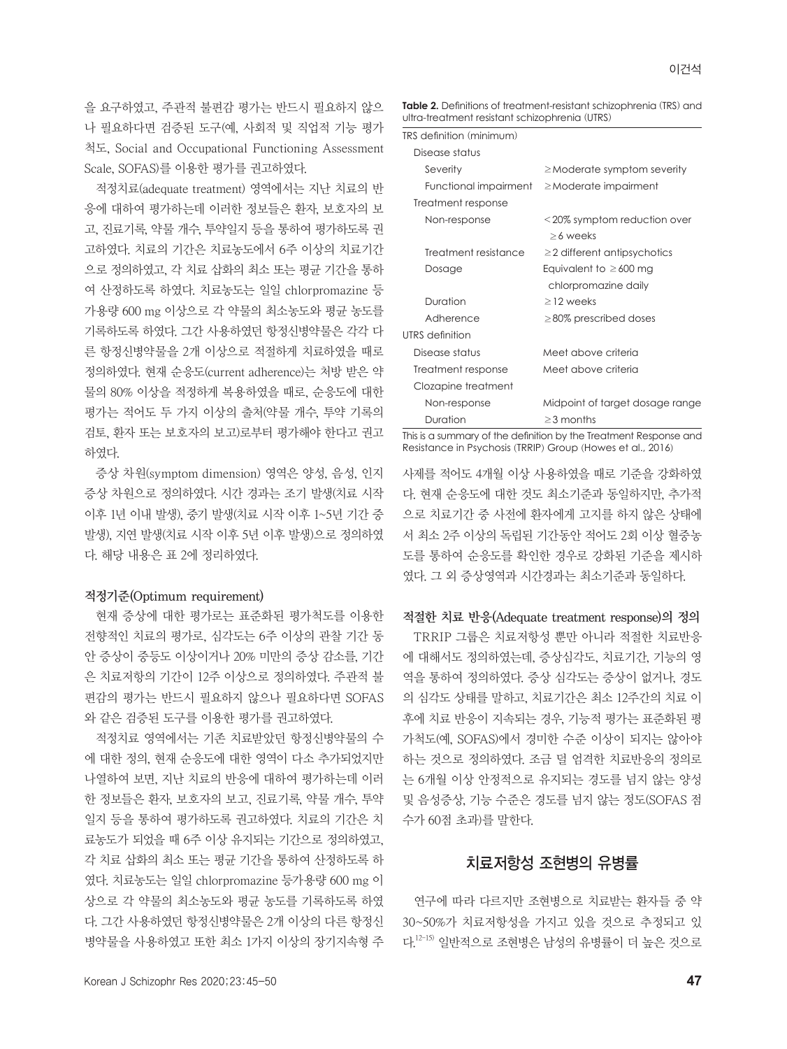을 요구하였고, 주관적 불편감 평가는 반드시 필요하지 않으나 필요하다면 검증된 도구(예, 사회적 및 직업적 기능 평가척도, Social and Occupational Functioning Assessment Scale, SOFAS)를 이용한 평가를 권고하였다.

적정치료(adequate treatment) 영역에서는 지난 치료의 반응에 대하여 평가하는데 이러한 정보들은 환자, 보호자의 보고, 진료기록, 약물 개수, 투약일지 등을 통하여 평가하도록 권고하였다. 치료의 기간은 치료농도에서 6주 이상의 치료기간으로 정의하였고, 각 치료 삽화의 최소 또는 평균 기간을 통하여 산정하도록 하였다. 치료농도는 일일 chlorpromazine 등가용량 600 mg 이상으로 각 약물의 최소농도와 평균 농도를 기록하도록 하였다. 그간 사용하였던 항정신병약물은 각각 다른 항정신병약물을 2개 이상으로 적절하게 치료하였을 때로 정의하였다. 현재 순응도(current adherence)는 처방 받은 약물의 80% 이상을 적정하게 복용하였을 때로, 순응도에 대한 평가는 적어도 두 가지 이상의 출처(약물 개수, 투약 기록의 검토, 환자 또는 보호자의 보고)로부터 평가해야 한다고 권고하였다.

증상 차원(symptom dimension) 영역은 양성, 음성, 인지 증상 차원으로 정의하였다. 시간 경과는 조기 발생(치료 시작 이후 1년 이내 발생), 중기 발생(치료 시작 이후 1~5년 기간 중 발생), 지연 발생(치료 시작 이후 5년 이후 발생)으로 정의하였다. 해당 내용은 표 2에 정리하였다.

### 적정기준(Optimum requirement)

현재 증상에 대한 평가로는 표준화된 평가척도를 이용한 전향적인 치료의 평가로, 심각도는 6주 이상의 관찰 기간 동안 증상이 중등도 이상이거나 20% 미만의 증상 감소를, 기간은 치료저항의 기간이 12주 이상으로 정의하였다. 주관적 불편감의 평가는 반드시 필요하지 않으나 필요하다면 SOFAS와 같은 검증된 도구를 이용한 평가를 권고하였다.

적정치료 영역에서는 기존 치료받았던 항정신병약물의 수에 대한 정의, 현재 순응도에 대한 영역이 다소 추가되었지만 나열하여 보면, 지난 치료의 반응에 대하여 평가하는데 이러한 정보들은 환자, 보호자의 보고, 진료기록, 약물 개수, 투약일지 등을 통하여 평가하도록 권고하였다. 치료의 기간은 치료농도가 되었을 때 6주 이상 유지되는 기간으로 정의하였고, 각 치료 삽화의 최소 또는 평균 기간을 통하여 산정하도록 하였다. 치료농도는 일일 chlorpromazine 등가용량 600 mg 이상으로 각 약물의 최소농도와 평균 농도를 기록하도록 하였다. 그간 사용하였던 항정신병약물은 2개 이상의 다른 항정신병약물을 사용하였고 또한 최소 1가지 이상의 장기지속형 주사제를 적어도 4개월 이상 사용하였을 때로 기준을 강화하였다. 현재 순응도에 대한 것도 최소기준과 동일하지만, 추가적으로 치료기간 중 사전에 환자에게 고지를 하지 않은 상태에서 최소 2주 이상의 독립된 기간동안 적어도 2회 이상 혈중농도를 통하여 순응도를 확인한 경우로 강화된 기준을 제시하였다. 그 외 증상영역과 시간경과는 최소기준과 동일하다.

**Table 2.** Definitions of treatment-resistant schizophrenia (TRS) and ultra-treatment resistant schizophrenia (UTRS)

| | |
|---|---|
| TRS definition (minimum) | |
| Disease status | |
| Severity | ≥Moderate symptom severity |
| Functional impairment | ≥Moderate impairment |
| Treatment response | |
| Non-response | <20% symptom reduction over ≥6 weeks |
| Treatment resistance | ≥2 different antipsychotics |
| Dosage | Equivalent to ≥600 mg chlorpromazine daily |
| Duration | ≥12 weeks |
| Adherence | ≥80% prescribed doses |
| UTRS definition | |
| Disease status | Meet above criteria |
| Treatment response | Meet above criteria |
| Clozapine treatment | |
| Non-response | Midpoint of target dosage range |
| Duration | ≥3 months |

This is a summary of the definition by the Treatment Response and Resistance in Psychosis (TRRIP) Group (Howes et al., 2016)

### 적절한 치료 반응(Adequate treatment response)의 정의

TRRIP 그룹은 치료저항성 뿐만 아니라 적절한 치료반응에 대해서도 정의하였는데, 증상심각도, 치료기간, 기능의 영역을 통하여 정의하였다. 증상 심각도는 증상이 없거나, 경도의 심각도 상태를 말하고, 치료기간은 최소 12주간의 치료 이후에 치료 반응이 지속되는 경우, 기능적 평가는 표준화된 평가척도(예, SOFAS)에서 경미한 수준 이상이 되지는 않아야 하는 것으로 정의하였다. 조금 덜 엄격한 치료반응의 정의로는 6개월 이상 안정적으로 유지되는 경도를 넘지 않는 양성 및 음성증상, 기능 수준은 경도를 넘지 않는 정도(SOFAS 점수가 60점 초과)를 말한다.

## 치료저항성 조현병의 유병률

연구에 따라 다르지만 조현병으로 치료받는 환자들 중 약 30~50%가 치료저항성을 가지고 있을 것으로 추정되고 있다.[12-15] 일반적으로 조현병은 남성의 유병률이 더 높은 것으로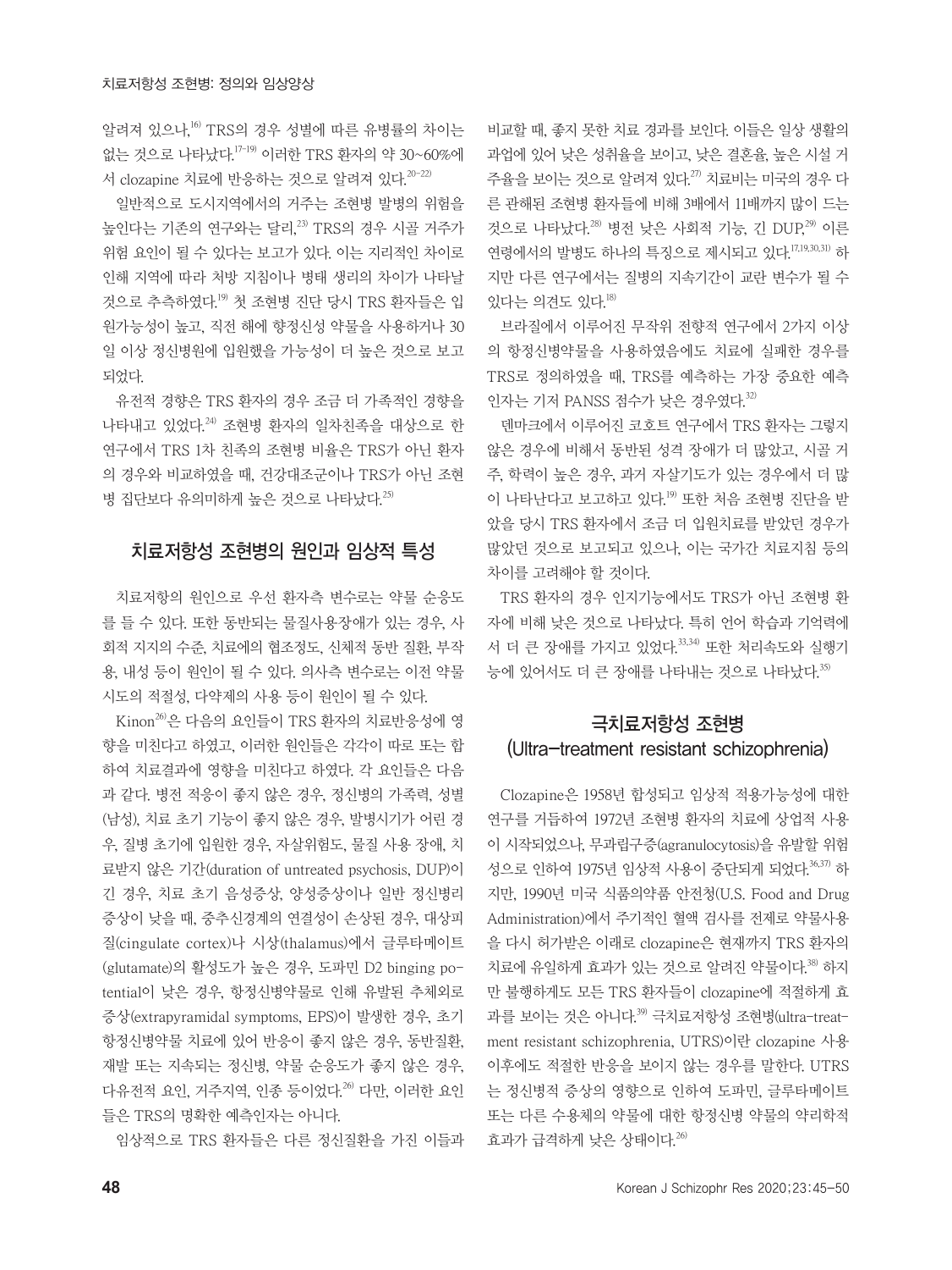알려져 있으나,[16] TRS의 경우 성별에 따른 유병률의 차이는 없는 것으로 나타났다.[17-19] 이러한 TRS 환자의 약 30~60%에서 clozapine 치료에 반응하는 것으로 알려져 있다.[20-22]

일반적으로 도시지역에서의 거주는 조현병 발병의 위험을 높인다는 기존의 연구와는 달리,[23] TRS의 경우 시골 거주가 위험 요인이 될 수 있다는 보고가 있다. 이는 지리적인 차이로 인해 지역에 따라 처방 지침이나 병태 생리의 차이가 나타날 것으로 추측하였다.[19] 첫 조현병 진단 당시 TRS 환자들은 입원가능성이 높고, 직전 해에 향정신성 약물을 사용하거나 30일 이상 정신병원에 입원했을 가능성이 더 높은 것으로 보고되었다.

유전적 경향은 TRS 환자의 경우 조금 더 가족적인 경향을 나타내고 있었다.[24] 조현병 환자의 일차친족을 대상으로 한 연구에서 TRS 1차 친족의 조현병 비율은 TRS가 아닌 환자의 경우와 비교하였을 때, 건강대조군이나 TRS가 아닌 조현병 집단보다 유의미하게 높은 것으로 나타났다.[25]

## 치료저항성 조현병의 원인과 임상적 특성

치료저항의 원인으로 우선 환자측 변수로는 약물 순응도를 들 수 있다. 또한 동반되는 물질사용장애가 있는 경우, 사회적 지지의 수준, 치료에의 협조정도, 신체적 동반 질환, 부작용, 내성 등이 원인이 될 수 있다. 의사측 변수로는 이전 약물 시도의 적절성, 다약제의 사용 등이 원인이 될 수 있다.

Kinon[26]은 다음의 요인들이 TRS 환자의 치료반응성에 영향을 미친다고 하였고, 이러한 원인들은 각각이 따로 또는 합하여 치료결과에 영향을 미친다고 하였다. 각 요인들은 다음과 같다. 병전 적응이 좋지 않은 경우, 정신병의 가족력, 성별(남성), 치료 초기 기능이 좋지 않은 경우, 발병시기가 어린 경우, 질병 초기에 입원한 경우, 자살위험도, 물질 사용 장애, 치료받지 않은 기간(duration of untreated psychosis, DUP)이 긴 경우, 치료 초기 음성증상, 양성증상이나 일반 정신병리 증상이 낮을 때, 중추신경계의 연결성이 손상된 경우, 대상피질(cingulate cortex)나 시상(thalamus)에서 글루타메이트(glutamate)의 활성도가 높은 경우, 도파민 D2 binging potential이 낮은 경우, 항정신병약물로 인해 유발된 추체외로 증상(extrapyramidal symptoms, EPS)이 발생한 경우, 초기 항정신병약물 치료에 있어 반응이 좋지 않은 경우, 동반질환, 재발 또는 지속되는 정신병, 약물 순응도가 좋지 않은 경우, 다유전적 요인, 거주지역, 인종 등이었다.[26] 다만, 이러한 요인들은 TRS의 명확한 예측인자는 아니다.

임상적으로 TRS 환자들은 다른 정신질환을 가진 이들과 비교할 때, 좋지 못한 치료 경과를 보인다. 이들은 일상 생활의 과업에 있어 낮은 성취율을 보이고, 낮은 결혼율, 높은 시설 거주율을 보이는 것으로 알려져 있다.[27] 치료비는 미국의 경우 다른 관해된 조현병 환자들에 비해 3배에서 11배까지 많이 드는 것으로 나타났다.[28] 병전 낮은 사회적 기능, 긴 DUP,[29] 이른 연령에서의 발병도 하나의 특징으로 제시되고 있다.[17,19,30,31] 하지만 다른 연구에서는 질병의 지속기간이 교란 변수가 될 수 있다는 의견도 있다.[18]

브라질에서 이루어진 무작위 전향적 연구에서 2가지 이상의 항정신병약물을 사용하였음에도 치료에 실패한 경우를 TRS로 정의하였을 때, TRS를 예측하는 가장 중요한 예측인자는 기저 PANSS 점수가 낮은 경우였다.[32]

덴마크에서 이루어진 코호트 연구에서 TRS 환자는 그렇지 않은 경우에 비해서 동반된 성격 장애가 더 많았고, 시골 거주, 학력이 높은 경우, 과거 자살기도가 있는 경우에서 더 많이 나타난다고 보고하고 있다.[19] 또한 처음 조현병 진단을 받았을 당시 TRS 환자에서 조금 더 입원치료를 받았던 경우가 많았던 것으로 보고되고 있으나, 이는 국가간 치료지침 등의 차이를 고려해야 할 것이다.

TRS 환자의 경우 인지기능에서도 TRS가 아닌 조현병 환자에 비해 낮은 것으로 나타났다. 특히 언어 학습과 기억력에서 더 큰 장애를 가지고 있었다.[33,34] 또한 처리속도와 실행기능에 있어서도 더 큰 장애를 나타내는 것으로 나타났다.[35]

## 극치료저항성 조현병 (Ultra-treatment resistant schizophrenia)

Clozapine은 1958년 합성되고 임상적 적용가능성에 대한 연구를 거듭하여 1972년 조현병 환자의 치료에 상업적 사용이 시작되었으나, 무과립구증(agranulocytosis)을 유발할 위험성으로 인하여 1975년 임상적 사용이 중단되게 되었다.[36,37] 하지만, 1990년 미국 식품의약품 안전청(U.S. Food and Drug Administration)에서 주기적인 혈액 검사를 전제로 약물사용을 다시 허가받은 이래로 clozapine은 현재까지 TRS 환자의 치료에 유일하게 효과가 있는 것으로 알려진 약물이다.[38] 하지만 불행하게도 모든 TRS 환자들이 clozapine에 적절하게 효과를 보이는 것은 아니다.[39] 극치료저항성 조현병(ultra-treatment resistant schizophrenia, UTRS)이란 clozapine 사용 이후에도 적절한 반응을 보이지 않는 경우를 말한다. UTRS는 정신병적 증상의 영향으로 인하여 도파민, 글루타메이트 또는 다른 수용체의 약물에 대한 항정신병 약물의 약리학적 효과가 급격하게 낮은 상태이다.[26]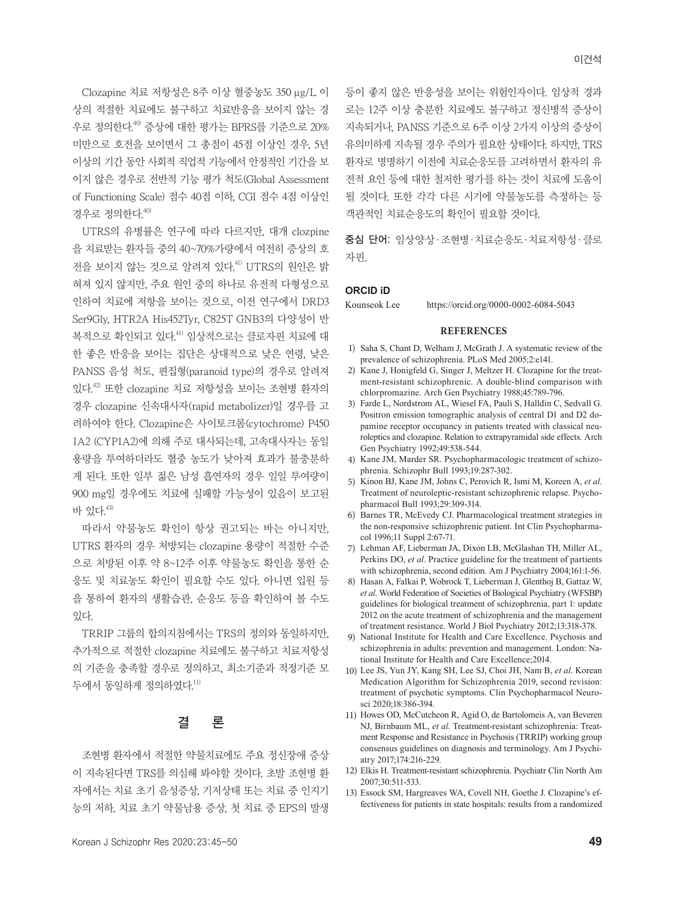Clozapine 치료 저항성은 8주 이상 혈중농도 350 μg/L 이상의 적절한 치료에도 불구하고 치료반응을 보이지 않는 경우로 정의한다.[40] 증상에 대한 평가는 BPRS를 기준으로 20% 미만으로 호전을 보이면서 그 총점이 45점 이상인 경우, 5년 이상의 기간 동안 사회적 직업적 기능에서 안정적인 기간을 보이지 않은 경우로 전반적 기능 평가 척도(Global Assessment of Functioning Scale) 점수 40점 이하, CGI 점수 4점 이상인 경우로 정의한다.[40]

UTRS의 유병률은 연구에 따라 다르지만, 대개 clozpine을 치료받는 환자들 중의 40~70%가량에서 여전히 증상의 호전을 보이지 않는 것으로 알려져 있다.[41] UTRS의 원인은 밝혀져 있지 않지만, 주요 원인 중의 하나로 유전적 다형성으로 인하여 치료에 저항을 보이는 것으로, 이전 연구에서 DRD3 Ser9Gly, HTR2A His452Tyr, C825T GNB3의 다양성이 반복적으로 확인되고 있다.[41] 임상적으로는 클로자핀 치료에 대한 좋은 반응을 보이는 집단은 상대적으로 낮은 연령, 낮은 PANSS 음성 척도, 편집형(paranoid type)의 경우로 알려져 있다.[42] 또한 clozapine 치료 저항성을 보이는 조현병 환자의 경우 clozapine 신속대사자(rapid metabolizer)일 경우를 고려하여야 한다. Clozapine은 사이토크롬(cytochrome) P450 1A2 (CYP1A2)에 의해 주로 대사되는데, 고속대사자는 동일 용량을 투여하더라도 혈중 농도가 낮아져 효과가 불충분하게 된다. 또한 일부 젊은 남성 흡연자의 경우 일일 투여량이 900 mg일 경우에도 치료에 실패할 가능성이 있음이 보고된 바 있다.[43]

따라서 약물농도 확인이 항상 권고되는 바는 아니지만, UTRS 환자의 경우 처방되는 clozapine 용량이 적절한 수준으로 처방된 이후 약 8~12주 이후 약물농도 확인을 통한 순응도 및 치료농도 확인이 필요할 수도 있다. 아니면 입원 등을 통하여 환자의 생활습관, 순응도 등을 확인하여 볼 수도 있다.

TRRIP 그룹의 합의지침에서는 TRS의 정의와 동일하지만, 추가적으로 적절한 clozapine 치료에도 불구하고 치료저항성의 기준을 충족할 경우로 정의하고, 최소기준과 적정기준 모두에서 동일하게 정의하였다.[11]

## 결 론

조현병 환자에서 적절한 약물치료에도 주요 정신장애 증상이 지속된다면 TRS를 의심해 봐야할 것이다. 초발 조현병 환자에서는 치료 초기 음성증상, 기저상태 또는 치료 중 인지기능의 저하, 치료 초기 약물남용 증상, 첫 치료 중 EPS의 발생 등이 좋지 않은 반응성을 보이는 위험인자이다. 임상적 경과로는 12주 이상 충분한 치료에도 불구하고 정신병적 증상이 지속되거나, PANSS 기준으로 6주 이상 2가지 이상의 증상이 유의미하게 지속될 경우 주의가 필요한 상태이다. 하지만, TRS 환자로 명명하기 이전에 치료순응도를 고려하면서 환자의 유전적 요인 등에 대한 철저한 평가를 하는 것이 치료에 도움이 될 것이다. 또한 각각 다른 시기에 약물농도를 측정하는 등 객관적인 치료순응도의 확인이 필요할 것이다.

**중심 단어**: 임상양상·조현병·치료순응도·치료저항성·클로자핀.

### ORCID iD

Kounseok Lee https://orcid.org/0000-0002-6084-5043

### REFERENCES

1) Saha S, Chant D, Welham J, McGrath J. A systematic review of the prevalence of schizophrenia. PLoS Med 2005;2:e141.
2) Kane J, Honigfeld G, Singer J, Meltzer H. Clozapine for the treatment-resistant schizophrenic. A double-blind comparison with chlorpromazine. Arch Gen Psychiatry 1988;45:789-796.
3) Farde L, Nordstrom AL, Wiesel FA, Pauli S, Halldin C, Sedvall G. Positron emission tomographic analysis of central D1 and D2 dopamine receptor occupancy in patients treated with classical neuroleptics and clozapine. Relation to extrapyramidal side effects. Arch Gen Psychiatry 1992;49:538-544.
4) Kane JM, Marder SR. Psychopharmacologic treatment of schizophrenia. Schizophr Bull 1993;19:287-302.
5) Kinon BJ, Kane JM, Johns C, Perovich R, Ismi M, Koreen A, *et al.* Treatment of neuroleptic-resistant schizophrenic relapse. Psychopharmacol Bull 1993;29:309-314.
6) Barnes TR, McEvedy CJ. Pharmacological treatment strategies in the non-responsive schizophrenic patient. Int Clin Psychopharmacol 1996;11 Suppl 2:67-71.
7) Lehman AF, Lieberman JA, Dixon LB, McGlashan TH, Miller AL, Perkins DO, *et al*. Practice guideline for the treatment of partients with schizophrenia, second edition. Am J Psychiatry 2004;161:1-56.
8) Hasan A, Falkai P, Wobrock T, Lieberman J, Glenthoj B, Gattaz W, *et al.* World Federation of Societies of Biological Psychiatry (WFSBP) guidelines for biological treatment of schizophrenia, part 1: update 2012 on the acute treatment of schizophrenia and the management of treatment resistance. World J Biol Psychiatry 2012;13:318-378.
9) National Institute for Health and Care Excellence. Psychosis and schizophrenia in adults: prevention and management. London: National Institute for Health and Care Excellence;2014.
10) Lee JS, Yun JY, Kang SH, Lee SJ, Choi JH, Nam B, *et al.* Korean Medication Algorithm for Schizophrenia 2019, second revision: treatment of psychotic symptoms. Clin Psychopharmacol Neurosci 2020;18:386-394.
11) Howes OD, McCutcheon R, Agid O, de Bartolomeis A, van Beveren NJ, Birnbaum ML, *et al.* Treatment-resistant schizophrenia: Treatment Response and Resistance in Psychosis (TRRIP) working group consensus guidelines on diagnosis and terminology. Am J Psychiatry 2017;174:216-229.
12) Elkis H. Treatment-resistant schizophrenia. Psychiatr Clin North Am 2007;30:511-533.
13) Essock SM, Hargreaves WA, Covell NH, Goethe J. Clozapine's effectiveness for patients in state hospitals: results from a randomized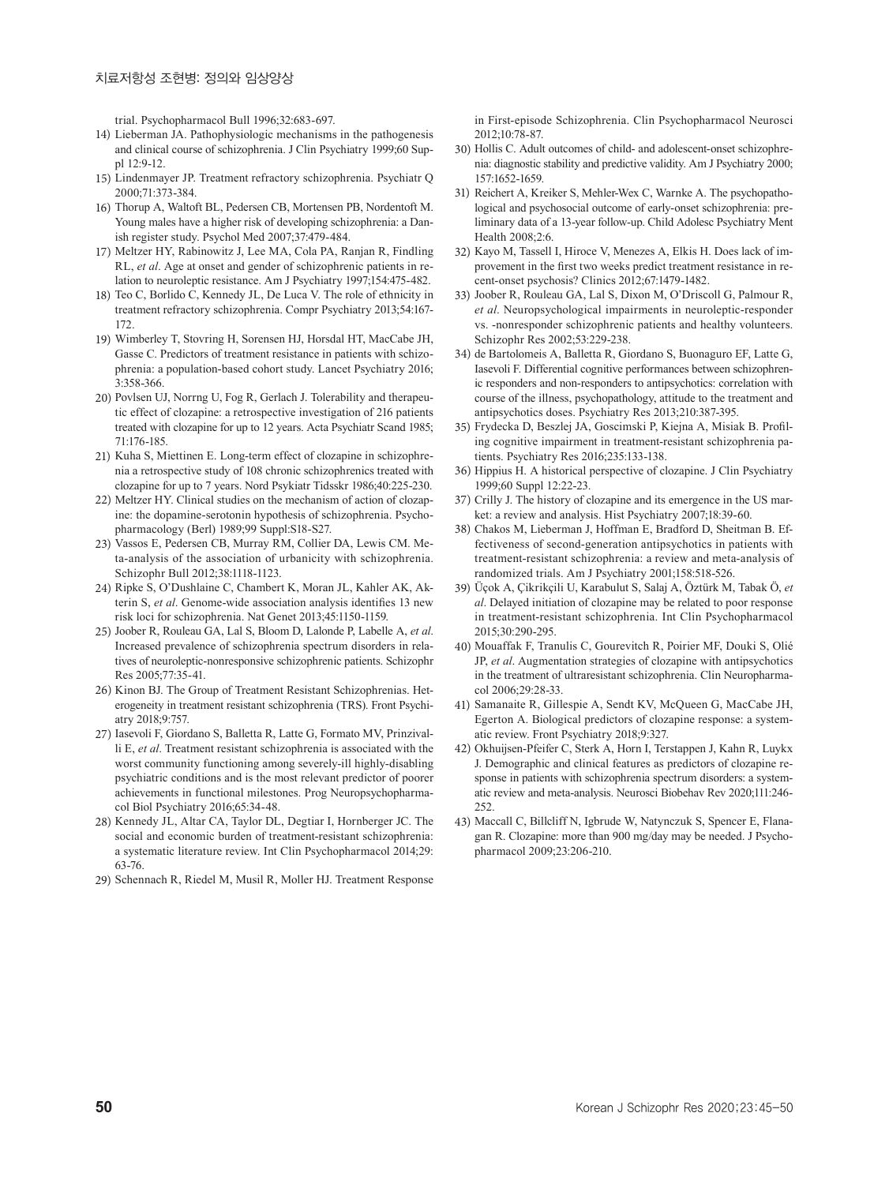trial. Psychopharmacol Bull 1996;32:683-697.

14) Lieberman JA. Pathophysiologic mechanisms in the pathogenesis and clinical course of schizophrenia. J Clin Psychiatry 1999;60 Suppl 12:9-12.
15) Lindenmayer JP. Treatment refractory schizophrenia. Psychiatr Q 2000;71:373-384.
16) Thorup A, Waltoft BL, Pedersen CB, Mortensen PB, Nordentoft M. Young males have a higher risk of developing schizophrenia: a Danish register study. Psychol Med 2007;37:479-484.
17) Meltzer HY, Rabinowitz J, Lee MA, Cola PA, Ranjan R, Findling RL, *et al*. Age at onset and gender of schizophrenic patients in relation to neuroleptic resistance. Am J Psychiatry 1997;154:475-482.
18) Teo C, Borlido C, Kennedy JL, De Luca V. The role of ethnicity in treatment refractory schizophrenia. Compr Psychiatry 2013;54:167-172.
19) Wimberley T, Stovring H, Sorensen HJ, Horsdal HT, MacCabe JH, Gasse C. Predictors of treatment resistance in patients with schizophrenia: a population-based cohort study. Lancet Psychiatry 2016;3:358-366.
20) Povlsen UJ, Norrng U, Fog R, Gerlach J. Tolerability and therapeutic effect of clozapine: a retrospective investigation of 216 patients treated with clozapine for up to 12 years. Acta Psychiatr Scand 1985;71:176-185.
21) Kuha S, Miettinen E. Long-term effect of clozapine in schizophrenia a retrospective study of 108 chronic schizophrenics treated with clozapine for up to 7 years. Nord Psykiatr Tidsskr 1986;40:225-230.
22) Meltzer HY. Clinical studies on the mechanism of action of clozapine: the dopamine-serotonin hypothesis of schizophrenia. Psychopharmacology (Berl) 1989;99 Suppl:S18-S27.
23) Vassos E, Pedersen CB, Murray RM, Collier DA, Lewis CM. Meta-analysis of the association of urbanicity with schizophrenia. Schizophr Bull 2012;38:1118-1123.
24) Ripke S, O'Dushlaine C, Chambert K, Moran JL, Kahler AK, Akterin S, *et al*. Genome-wide association analysis identifies 13 new risk loci for schizophrenia. Nat Genet 2013;45:1150-1159.
25) Joober R, Rouleau GA, Lal S, Bloom D, Lalonde P, Labelle A, *et al*. Increased prevalence of schizophrenia spectrum disorders in relatives of neuroleptic-nonresponsive schizophrenic patients. Schizophr Res 2005;77:35-41.
26) Kinon BJ. The Group of Treatment Resistant Schizophrenias. Heterogeneity in treatment resistant schizophrenia (TRS). Front Psychiatry 2018;9:757.
27) Iasevoli F, Giordano S, Balletta R, Latte G, Formato MV, Prinzivalli E, *et al*. Treatment resistant schizophrenia is associated with the worst community functioning among severely-ill highly-disabling psychiatric conditions and is the most relevant predictor of poorer achievements in functional milestones. Prog Neuropsychopharmacol Biol Psychiatry 2016;65:34-48.
28) Kennedy JL, Altar CA, Taylor DL, Degtiar I, Hornberger JC. The social and economic burden of treatment-resistant schizophrenia: a systematic literature review. Int Clin Psychopharmacol 2014;29:63-76.
29) Schennach R, Riedel M, Musil R, Moller HJ. Treatment Response in First-episode Schizophrenia. Clin Psychopharmacol Neurosci 2012;10:78-87.
30) Hollis C. Adult outcomes of child- and adolescent-onset schizophrenia: diagnostic stability and predictive validity. Am J Psychiatry 2000;157:1652-1659.
31) Reichert A, Kreiker S, Mehler-Wex C, Warnke A. The psychopathological and psychosocial outcome of early-onset schizophrenia: preliminary data of a 13-year follow-up. Child Adolesc Psychiatry Ment Health 2008;2:6.
32) Kayo M, Tassell I, Hiroce V, Menezes A, Elkis H. Does lack of improvement in the first two weeks predict treatment resistance in recent-onset psychosis? Clinics 2012;67:1479-1482.
33) Joober R, Rouleau GA, Lal S, Dixon M, O'Driscoll G, Palmour R, *et al*. Neuropsychological impairments in neuroleptic-responder vs. -nonresponder schizophrenic patients and healthy volunteers. Schizophr Res 2002;53:229-238.
34) de Bartolomeis A, Balletta R, Giordano S, Buonaguro EF, Latte G, Iasevoli F. Differential cognitive performances between schizophrenic responders and non-responders to antipsychotics: correlation with course of the illness, psychopathology, attitude to the treatment and antipsychotics doses. Psychiatry Res 2013;210:387-395.
35) Frydecka D, Beszlej JA, Goscimski P, Kiejna A, Misiak B. Profiling cognitive impairment in treatment-resistant schizophrenia patients. Psychiatry Res 2016;235:133-138.
36) Hippius H. A historical perspective of clozapine. J Clin Psychiatry 1999;60 Suppl 12:22-23.
37) Crilly J. The history of clozapine and its emergence in the US market: a review and analysis. Hist Psychiatry 2007;18:39-60.
38) Chakos M, Lieberman J, Hoffman E, Bradford D, Sheitman B. Effectiveness of second-generation antipsychotics in patients with treatment-resistant schizophrenia: a review and meta-analysis of randomized trials. Am J Psychiatry 2001;158:518-526.
39) Üçok A, Çikrikçili U, Karabulut S, Salaj A, Öztürk M, Tabak Ö, *et al*. Delayed initiation of clozapine may be related to poor response in treatment-resistant schizophrenia. Int Clin Psychopharmacol 2015;30:290-295.
40) Mouaffak F, Tranulis C, Gourevitch R, Poirier MF, Douki S, Olié JP, *et al*. Augmentation strategies of clozapine with antipsychotics in the treatment of ultraresistant schizophrenia. Clin Neuropharmacol 2006;29:28-33.
41) Samanaite R, Gillespie A, Sendt KV, McQueen G, MacCabe JH, Egerton A. Biological predictors of clozapine response: a systematic review. Front Psychiatry 2018;9:327.
42) Okhuijsen-Pfeifer C, Sterk A, Horn I, Terstappen J, Kahn R, Luykx J. Demographic and clinical features as predictors of clozapine response in patients with schizophrenia spectrum disorders: a systematic review and meta-analysis. Neurosci Biobehav Rev 2020;111:246-252.
43) Maccall C, Billcliff N, Igbrude W, Natynczuk S, Spencer E, Flanagan R. Clozapine: more than 900 mg/day may be needed. J Psychopharmacol 2009;23:206-210.